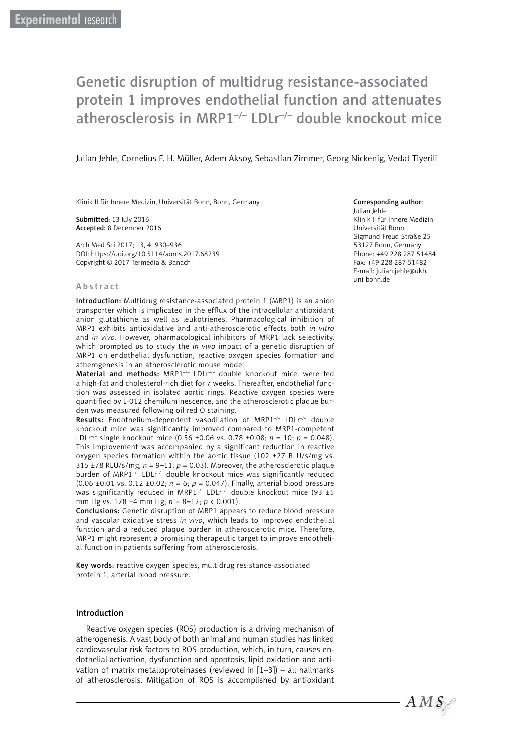Experimental research

# Genetic disruption of multidrug resistance-associated protein 1 improves endothelial function and attenuates atherosclerosis in MRP1$^{-/-}$ LDLr$^{-/-}$ double knockout mice

Julian Jehle, Cornelius F. H. Müller, Adem Aksoy, Sebastian Zimmer, Georg Nickenig, Vedat Tiyerili

Klinik II für Innere Medizin, Universität Bonn, Bonn, Germany

**Submitted:** 13 July 2016
**Accepted:** 8 December 2016

Arch Med Sci 2017; 13, 4: 930–936
DOI: https://doi.org/10.5114/aoms.2017.68239
Copyright © 2017 Termedia & Banach

**Corresponding author:**
Julian Jehle
Klinik II für Innere Medizin
Universität Bonn
Sigmund-Freud-Straße 25
53127 Bonn, Germany
Phone: +49 228 287 51484
Fax: +49 228 287 51482
E-mail: julian.jehle@ukb.uni-bonn.de

## Abstract

**Introduction:** Multidrug resistance-associated protein 1 (MRP1) is an anion transporter which is implicated in the efflux of the intracellular antioxidant anion glutathione as well as leukotrienes. Pharmacological inhibition of MRP1 exhibits antioxidative and anti-atherosclerotic effects both *in vitro* and *in vivo*. However, pharmacological inhibitors of MRP1 lack selectivity, which prompted us to study the *in vivo* impact of a genetic disruption of MRP1 on endothelial dysfunction, reactive oxygen species formation and atherogenesis in an atherosclerotic mouse model.

**Material and methods:** MRP1$^{-/-}$ LDLr$^{-/-}$ double knockout mice. were fed a high-fat and cholesterol-rich diet for 7 weeks. Thereafter, endothelial function was assessed in isolated aortic rings. Reactive oxygen species were quantified by L-012 chemiluminescence, and the atherosclerotic plaque burden was measured following oil red O staining.

**Results:** Endothelium-dependent vasodilation of MRP1$^{-/-}$ LDLr$^{-/-}$ double knockout mice was significantly improved compared to MRP1-competent LDLr$^{-/-}$ single knockout mice (0.56 ±0.06 vs. 0.78 ±0.08; $n = 10$; $p = 0.048$). This improvement was accompanied by a significant reduction in reactive oxygen species formation within the aortic tissue (102 ±27 RLU/s/mg vs. 315 ±78 RLU/s/mg, $n = 9–11$, $p = 0.03$). Moreover, the atherosclerotic plaque burden of MRP1$^{-/-}$ LDLr$^{-/-}$ double knockout mice was significantly reduced (0.06 ±0.01 vs. 0.12 ±0.02; $n = 6$; $p = 0.047$). Finally, arterial blood pressure was significantly reduced in MRP1$^{-/-}$ LDLr$^{-/-}$ double knockout mice (93 ±5 mm Hg vs. 128 ±4 mm Hg; $n = 8–12$; $p < 0.001$).

**Conclusions:** Genetic disruption of MRP1 appears to reduce blood pressure and vascular oxidative stress *in vivo*, which leads to improved endothelial function and a reduced plaque burden in atherosclerotic mice. Therefore, MRP1 might represent a promising therapeutic target to improve endothelial function in patients suffering from atherosclerosis.

**Key words:** reactive oxygen species, multidrug resistance-associated protein 1, arterial blood pressure.

## Introduction

Reactive oxygen species (ROS) production is a driving mechanism of atherogenesis. A vast body of both animal and human studies has linked cardiovascular risk factors to ROS production, which, in turn, causes endothelial activation, dysfunction and apoptosis, lipid oxidation and activation of matrix metalloproteinases (reviewed in [1–3]) – all hallmarks of atherosclerosis. Mitigation of ROS is accomplished by antioxidant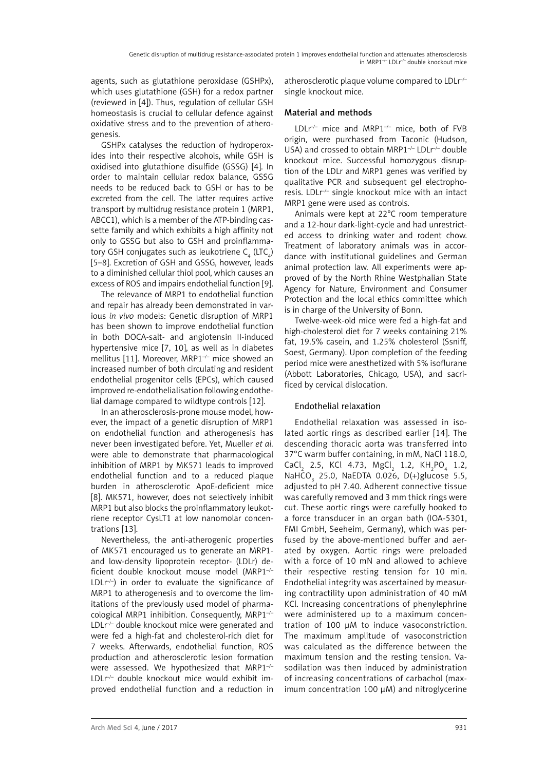agents, such as glutathione peroxidase (GSHPx), which uses glutathione (GSH) for a redox partner (reviewed in [4]). Thus, regulation of cellular GSH homeostasis is crucial to cellular defence against oxidative stress and to the prevention of atherogenesis.

GSHPx catalyses the reduction of hydroperoxides into their respective alcohols, while GSH is oxidised into glutathione disulfide (GSSG) [4]. In order to maintain cellular redox balance, GSSG needs to be reduced back to GSH or has to be excreted from the cell. The latter requires active transport by multidrug resistance protein 1 (MRP1, ABCC1), which is a member of the ATP-binding cassette family and which exhibits a high affinity not only to GSSG but also to GSH and proinflammatory GSH conjugates such as leukotriene $C_4$ ($LTC_4$) [5–8]. Excretion of GSH and GSSG, however, leads to a diminished cellular thiol pool, which causes an excess of ROS and impairs endothelial function [9].

The relevance of MRP1 to endothelial function and repair has already been demonstrated in various *in vivo* models: Genetic disruption of MRP1 has been shown to improve endothelial function in both DOCA-salt- and angiotensin II-induced hypertensive mice [7, 10], as well as in diabetes mellitus [11]. Moreover, MRP1$^{-/-}$ mice showed an increased number of both circulating and resident endothelial progenitor cells (EPCs), which caused improved re-endothelialisation following endothelial damage compared to wildtype controls [12].

In an atherosclerosis-prone mouse model, however, the impact of a genetic disruption of MRP1 on endothelial function and atherogenesis has never been investigated before. Yet, Mueller *et al.* were able to demonstrate that pharmacological inhibition of MRP1 by MK571 leads to improved endothelial function and to a reduced plaque burden in atherosclerotic ApoE-deficient mice [8]. MK571, however, does not selectively inhibit MRP1 but also blocks the proinflammatory leukotriene receptor CysLT1 at low nanomolar concentrations [13].

Nevertheless, the anti-atherogenic properties of MK571 encouraged us to generate an MRP1- and low-density lipoprotein receptor- (LDLr) deficient double knockout mouse model (MRP1$^{-/-}$ LDLr$^{-/-}$) in order to evaluate the significance of MRP1 to atherogenesis and to overcome the limitations of the previously used model of pharmacological MRP1 inhibition. Consequently, MRP1$^{-/-}$ LDLr$^{-/-}$ double knockout mice were generated and were fed a high-fat and cholesterol-rich diet for 7 weeks. Afterwards, endothelial function, ROS production and atherosclerotic lesion formation were assessed. We hypothesized that MRP1$^{-/-}$ LDLr$^{-/-}$ double knockout mice would exhibit improved endothelial function and a reduction in atherosclerotic plaque volume compared to LDLr$^{-/-}$ single knockout mice.

## Material and methods

LDLr$^{-/-}$ mice and MRP1$^{-/-}$ mice, both of FVB origin, were purchased from Taconic (Hudson, USA) and crossed to obtain MRP1$^{-/-}$ LDLr$^{-/-}$ double knockout mice. Successful homozygous disruption of the LDLr and MRP1 genes was verified by qualitative PCR and subsequent gel electrophoresis. LDLr$^{-/-}$ single knockout mice with an intact MRP1 gene were used as controls.

Animals were kept at 22°C room temperature and a 12-hour dark-light-cycle and had unrestricted access to drinking water and rodent chow. Treatment of laboratory animals was in accordance with institutional guidelines and German animal protection law. All experiments were approved of by the North Rhine Westphalian State Agency for Nature, Environment and Consumer Protection and the local ethics committee which is in charge of the University of Bonn.

Twelve-week-old mice were fed a high-fat and high-cholesterol diet for 7 weeks containing 21% fat, 19.5% casein, and 1.25% cholesterol (Ssniff, Soest, Germany). Upon completion of the feeding period mice were anesthetized with 5% isoflurane (Abbott Laboratories, Chicago, USA), and sacrificed by cervical dislocation.

### Endothelial relaxation

Endothelial relaxation was assessed in isolated aortic rings as described earlier [14]. The descending thoracic aorta was transferred into 37°C warm buffer containing, in mM, NaCl 118.0, $CaCl_2$ 2.5, KCl 4.73, $MgCl_2$ 1.2, $KH_2PO_4$ 1.2, $NaHCO_3$ 25.0, NaEDTA 0.026, D(+)glucose 5.5, adjusted to pH 7.40. Adherent connective tissue was carefully removed and 3 mm thick rings were cut. These aortic rings were carefully hooked to a force transducer in an organ bath (IOA-5301, FMI GmbH, Seeheim, Germany), which was perfused by the above-mentioned buffer and aerated by oxygen. Aortic rings were preloaded with a force of 10 mN and allowed to achieve their respective resting tension for 10 min. Endothelial integrity was ascertained by measuring contractility upon administration of 40 mM KCl. Increasing concentrations of phenylephrine were administered up to a maximum concentration of 100 µM to induce vasoconstriction. The maximum amplitude of vasoconstriction was calculated as the difference between the maximum tension and the resting tension. Vasodilation was then induced by administration of increasing concentrations of carbachol (maximum concentration 100 µM) and nitroglycerine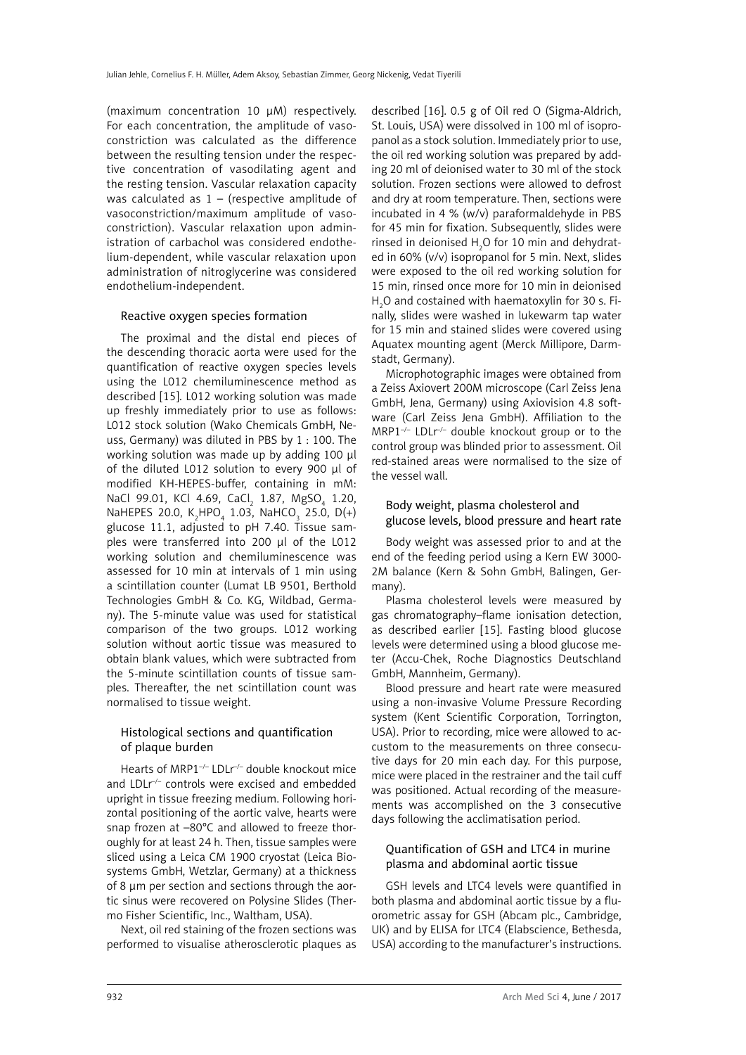(maximum concentration 10 μM) respectively. For each concentration, the amplitude of vasoconstriction was calculated as the difference between the resulting tension under the respective concentration of vasodilating agent and the resting tension. Vascular relaxation capacity was calculated as 1 – (respective amplitude of vasoconstriction/maximum amplitude of vasoconstriction). Vascular relaxation upon administration of carbachol was considered endothelium-dependent, while vascular relaxation upon administration of nitroglycerine was considered endothelium-independent.

### Reactive oxygen species formation

The proximal and the distal end pieces of the descending thoracic aorta were used for the quantification of reactive oxygen species levels using the L012 chemiluminescence method as described [15]. L012 working solution was made up freshly immediately prior to use as follows: L012 stock solution (Wako Chemicals GmbH, Neuss, Germany) was diluted in PBS by 1 : 100. The working solution was made up by adding 100 μl of the diluted L012 solution to every 900 μl of modified KH-HEPES-buffer, containing in mM: NaCl 99.01, KCl 4.69, $CaCl_2$ 1.87, $MgSO_4$ 1.20, NaHEPES 20.0, $K_2HPO_4$ 1.03, $NaHCO_3$ 25.0, D(+) glucose 11.1, adjusted to pH 7.40. Tissue samples were transferred into 200 μl of the L012 working solution and chemiluminescence was assessed for 10 min at intervals of 1 min using a scintillation counter (Lumat LB 9501, Berthold Technologies GmbH & Co. KG, Wildbad, Germany). The 5-minute value was used for statistical comparison of the two groups. L012 working solution without aortic tissue was measured to obtain blank values, which were subtracted from the 5-minute scintillation counts of tissue samples. Thereafter, the net scintillation count was normalised to tissue weight.

### Histological sections and quantification of plaque burden

Hearts of $MRP1^{-/-}$ $LDLr^{-/-}$ double knockout mice and $LDLr^{-/-}$ controls were excised and embedded upright in tissue freezing medium. Following horizontal positioning of the aortic valve, hearts were snap frozen at –80°C and allowed to freeze thoroughly for at least 24 h. Then, tissue samples were sliced using a Leica CM 1900 cryostat (Leica Biosystems GmbH, Wetzlar, Germany) at a thickness of 8 μm per section and sections through the aortic sinus were recovered on Polysine Slides (Thermo Fisher Scientific, Inc., Waltham, USA).

Next, oil red staining of the frozen sections was performed to visualise atherosclerotic plaques as described [16]. 0.5 g of Oil red O (Sigma-Aldrich, St. Louis, USA) were dissolved in 100 ml of isopropanol as a stock solution. Immediately prior to use, the oil red working solution was prepared by adding 20 ml of deionised water to 30 ml of the stock solution. Frozen sections were allowed to defrost and dry at room temperature. Then, sections were incubated in 4 % (w/v) paraformaldehyde in PBS for 45 min for fixation. Subsequently, slides were rinsed in deionised $H_2O$ for 10 min and dehydrated in 60% (v/v) isopropanol for 5 min. Next, slides were exposed to the oil red working solution for 15 min, rinsed once more for 10 min in deionised $H_2O$ and costained with haematoxylin for 30 s. Finally, slides were washed in lukewarm tap water for 15 min and stained slides were covered using Aquatex mounting agent (Merck Millipore, Darmstadt, Germany).

Microphotographic images were obtained from a Zeiss Axiovert 200M microscope (Carl Zeiss Jena GmbH, Jena, Germany) using Axiovision 4.8 software (Carl Zeiss Jena GmbH). Affiliation to the $MRP1^{-/-}$ $LDLr^{-/-}$ double knockout group or to the control group was blinded prior to assessment. Oil red-stained areas were normalised to the size of the vessel wall.

### Body weight, plasma cholesterol and glucose levels, blood pressure and heart rate

Body weight was assessed prior to and at the end of the feeding period using a Kern EW 3000-2M balance (Kern & Sohn GmbH, Balingen, Germany).

Plasma cholesterol levels were measured by gas chromatography–flame ionisation detection, as described earlier [15]. Fasting blood glucose levels were determined using a blood glucose meter (Accu-Chek, Roche Diagnostics Deutschland GmbH, Mannheim, Germany).

Blood pressure and heart rate were measured using a non-invasive Volume Pressure Recording system (Kent Scientific Corporation, Torrington, USA). Prior to recording, mice were allowed to accustom to the measurements on three consecutive days for 20 min each day. For this purpose, mice were placed in the restrainer and the tail cuff was positioned. Actual recording of the measurements was accomplished on the 3 consecutive days following the acclimatisation period.

### Quantification of GSH and LTC4 in murine plasma and abdominal aortic tissue

GSH levels and LTC4 levels were quantified in both plasma and abdominal aortic tissue by a fluorometric assay for GSH (Abcam plc., Cambridge, UK) and by ELISA for LTC4 (Elabscience, Bethesda, USA) according to the manufacturer's instructions.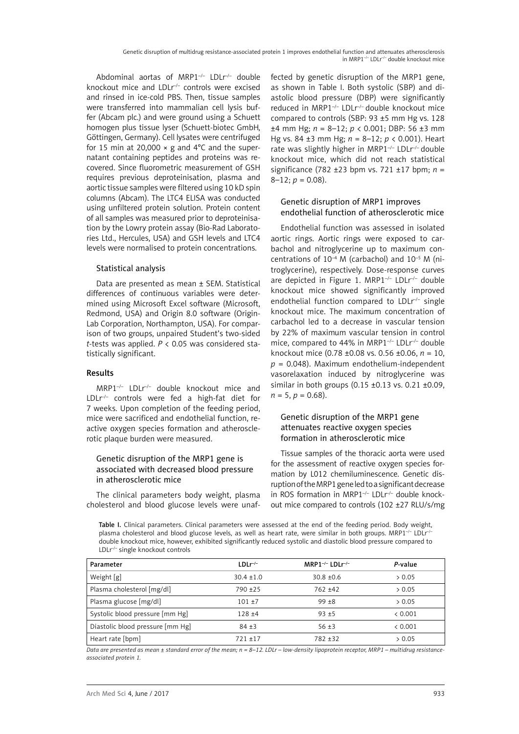Abdominal aortas of MRP1$^{-/-}$ LDLr$^{-/-}$ double knockout mice and LDLr$^{-/-}$ controls were excised and rinsed in ice-cold PBS. Then, tissue samples were transferred into mammalian cell lysis buffer (Abcam plc.) and were ground using a Schuett homogen plus tissue lyser (Schuett-biotec GmbH, Göttingen, Germany). Cell lysates were centrifuged for 15 min at 20,000 × g and 4°C and the supernatant containing peptides and proteins was recovered. Since fluorometric measurement of GSH requires previous deproteinisation, plasma and aortic tissue samples were filtered using 10 kD spin columns (Abcam). The LTC4 ELISA was conducted using unfiltered protein solution. Protein content of all samples was measured prior to deproteinisation by the Lowry protein assay (Bio-Rad Laboratories Ltd., Hercules, USA) and GSH levels and LTC4 levels were normalised to protein concentrations.

### Statistical analysis

Data are presented as mean ± SEM. Statistical differences of continuous variables were determined using Microsoft Excel software (Microsoft, Redmond, USA) and Origin 8.0 software (OriginLab Corporation, Northampton, USA). For comparison of two groups, unpaired Student's two-sided *t*-tests was applied. $P < 0.05$ was considered statistically significant.

## Results

MRP1$^{-/-}$ LDLr$^{-/-}$ double knockout mice and LDLr$^{-/-}$ controls were fed a high-fat diet for 7 weeks. Upon completion of the feeding period, mice were sacrificed and endothelial function, reactive oxygen species formation and atherosclerotic plaque burden were measured.

### Genetic disruption of the MRP1 gene is associated with decreased blood pressure in atherosclerotic mice

The clinical parameters body weight, plasma cholesterol and blood glucose levels were unaffected by genetic disruption of the MRP1 gene, as shown in Table I. Both systolic (SBP) and diastolic blood pressure (DBP) were significantly reduced in MRP1$^{-/-}$ LDLr$^{-/-}$ double knockout mice compared to controls (SBP: 93 ±5 mm Hg vs. 128 ±4 mm Hg; $n$ = 8–12; $p < 0.001$; DBP: 56 ±3 mm Hg vs. 84 ±3 mm Hg; $n$ = 8–12; $p < 0.001$). Heart rate was slightly higher in MRP1$^{-/-}$ LDLr$^{-/-}$ double knockout mice, which did not reach statistical significance (782 ±23 bpm vs. 721 ±17 bpm; $n$ = 8–12; $p = 0.08$).

### Genetic disruption of MRP1 improves endothelial function of atherosclerotic mice

Endothelial function was assessed in isolated aortic rings. Aortic rings were exposed to carbachol and nitroglycerine up to maximum concentrations of $10^{-4}$ M (carbachol) and $10^{-5}$ M (nitroglycerine), respectively. Dose-response curves are depicted in Figure 1. MRP1$^{-/-}$ LDLr$^{-/-}$ double knockout mice showed significantly improved endothelial function compared to LDLr$^{-/-}$ single knockout mice. The maximum concentration of carbachol led to a decrease in vascular tension by 22% of maximum vascular tension in control mice, compared to 44% in MRP1$^{-/-}$ LDLr$^{-/-}$ double knockout mice (0.78 ±0.08 vs. 0.56 ±0.06, $n$ = 10, $p = 0.048$). Maximum endothelium-independent vasorelaxation induced by nitroglycerine was similar in both groups (0.15 ±0.13 vs. 0.21 ±0.09, $n$ = 5, $p = 0.68$).

### Genetic disruption of the MRP1 gene attenuates reactive oxygen species formation in atherosclerotic mice

Tissue samples of the thoracic aorta were used for the assessment of reactive oxygen species formation by L012 chemiluminescence. Genetic disruption of the MRP1 gene led to a significant decrease in ROS formation in MRP1$^{-/-}$ LDLr$^{-/-}$ double knockout mice compared to controls (102 ±27 RLU/s/mg

**Table I.** Clinical parameters. Clinical parameters were assessed at the end of the feeding period. Body weight, plasma cholesterol and blood glucose levels, as well as heart rate, were similar in both groups. MRP1$^{-/-}$ LDLr$^{-/-}$ double knockout mice, however, exhibited significantly reduced systolic and diastolic blood pressure compared to LDLr$^{-/-}$ single knockout controls

| Parameter | LDLr$^{-/-}$ | MRP1$^{-/-}$ LDLr$^{-/-}$ | *P*-value |
|---|---|---|---|
| Weight [g] | 30.4 ±1.0 | 30.8 ±0.6 | > 0.05 |
| Plasma cholesterol [mg/dl] | 790 ±25 | 762 ±42 | > 0.05 |
| Plasma glucose [mg/dl] | 101 ±7 | 99 ±8 | > 0.05 |
| Systolic blood pressure [mm Hg] | 128 ±4 | 93 ±5 | < 0.001 |
| Diastolic blood pressure [mm Hg] | 84 ±3 | 56 ±3 | < 0.001 |
| Heart rate [bpm] | 721 ±17 | 782 ±32 | > 0.05 |

*Data are presented as mean ± standard error of the mean; n = 8–12. LDLr – low-density lipoprotein receptor, MRP1 – multidrug resistance-associated protein 1.*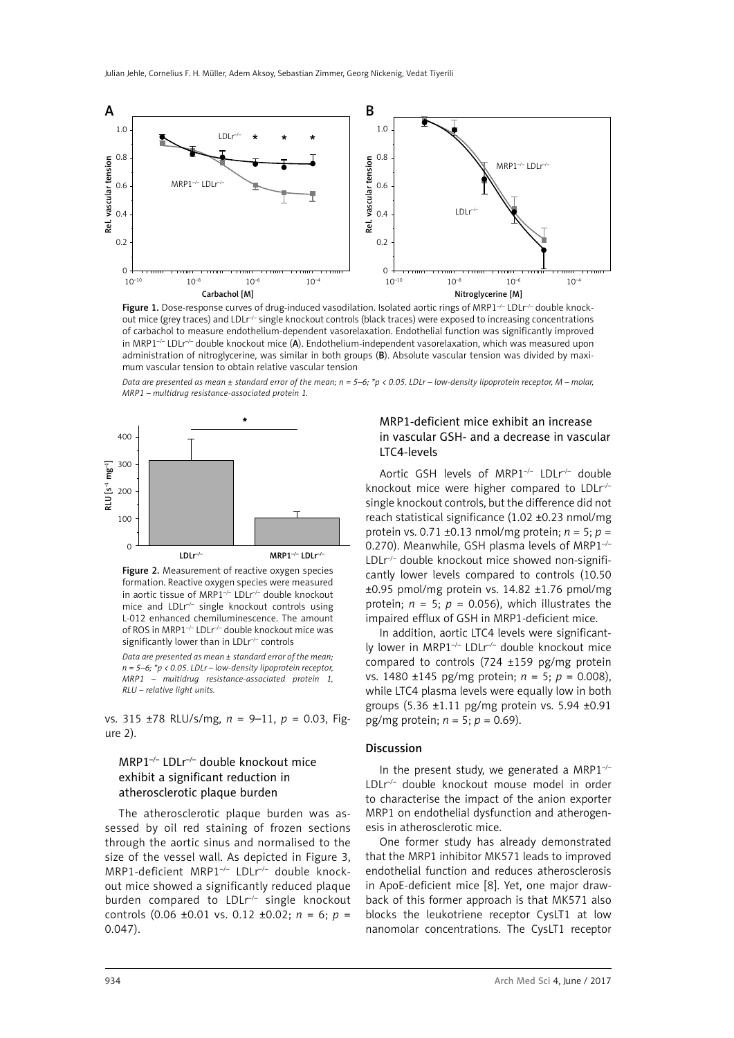Figure 1. Dose-response curves of drug-induced vasodilation. Isolated aortic rings of MRP1$^{-/-}$ LDLr$^{-/-}$ double knockout mice (grey traces) and LDLr$^{-/-}$ single knockout controls (black traces) were exposed to increasing concentrations of carbachol to measure endothelium-dependent vasorelaxation. Endothelial function was significantly improved in MRP1$^{-/-}$ LDLr$^{-/-}$ double knockout mice (**A**). Endothelium-independent vasorelaxation, which was measured upon administration of nitroglycerine, was similar in both groups (**B**). Absolute vascular tension was divided by maximum vascular tension to obtain relative vascular tension

*Data are presented as mean ± standard error of the mean; n = 5–6; \*p < 0.05. LDLr – low-density lipoprotein receptor, M – molar, MRP1 – multidrug resistance-associated protein 1.*

Figure 2. Measurement of reactive oxygen species formation. Reactive oxygen species were measured in aortic tissue of MRP1$^{-/-}$ LDLr$^{-/-}$ double knockout mice and LDLr$^{-/-}$ single knockout controls using L-012 enhanced chemiluminescence. The amount of ROS in MRP1$^{-/-}$ LDLr$^{-/-}$ double knockout mice was significantly lower than in LDLr$^{-/-}$ controls

*Data are presented as mean ± standard error of the mean; n = 5–6; \*p < 0.05. LDLr – low-density lipoprotein receptor, MRP1 – multidrug resistance-associated protein 1, RLU – relative light units.*

vs. 315 ±78 RLU/s/mg, $n$ = 9–11, $p$ = 0.03, Figure 2).

### MRP1$^{-/-}$ LDLr$^{-/-}$ double knockout mice exhibit a significant reduction in atherosclerotic plaque burden

The atherosclerotic plaque burden was assessed by oil red staining of frozen sections through the aortic sinus and normalised to the size of the vessel wall. As depicted in Figure 3, MRP1-deficient MRP1$^{-/-}$ LDLr$^{-/-}$ double knockout mice showed a significantly reduced plaque burden compared to LDLr$^{-/-}$ single knockout controls (0.06 ±0.01 vs. 0.12 ±0.02; $n$ = 6; $p$ = 0.047).

### MRP1-deficient mice exhibit an increase in vascular GSH- and a decrease in vascular LTC4-levels

Aortic GSH levels of MRP1$^{-/-}$ LDLr$^{-/-}$ double knockout mice were higher compared to LDLr$^{-/-}$ single knockout controls, but the difference did not reach statistical significance (1.02 ±0.23 nmol/mg protein vs. 0.71 ±0.13 nmol/mg protein; $n$ = 5; $p$ = 0.270). Meanwhile, GSH plasma levels of MRP1$^{-/-}$ LDLr$^{-/-}$ double knockout mice showed non-significantly lower levels compared to controls (10.50 ±0.95 pmol/mg protein vs. 14.82 ±1.76 pmol/mg protein; $n$ = 5; $p$ = 0.056), which illustrates the impaired efflux of GSH in MRP1-deficient mice.

In addition, aortic LTC4 levels were significantly lower in MRP1$^{-/-}$ LDLr$^{-/-}$ double knockout mice compared to controls (724 ±159 pg/mg protein vs. 1480 ±145 pg/mg protein; $n$ = 5; $p$ = 0.008), while LTC4 plasma levels were equally low in both groups (5.36 ±1.11 pg/mg protein vs. 5.94 ±0.91 pg/mg protein; $n$ = 5; $p$ = 0.69).

## Discussion

In the present study, we generated a MRP1$^{-/-}$ LDLr$^{-/-}$ double knockout mouse model in order to characterise the impact of the anion exporter MRP1 on endothelial dysfunction and atherogenesis in atherosclerotic mice.

One former study has already demonstrated that the MRP1 inhibitor MK571 leads to improved endothelial function and reduces atherosclerosis in ApoE-deficient mice [8]. Yet, one major drawback of this former approach is that MK571 also blocks the leukotriene receptor CysLT1 at low nanomolar concentrations. The CysLT1 receptor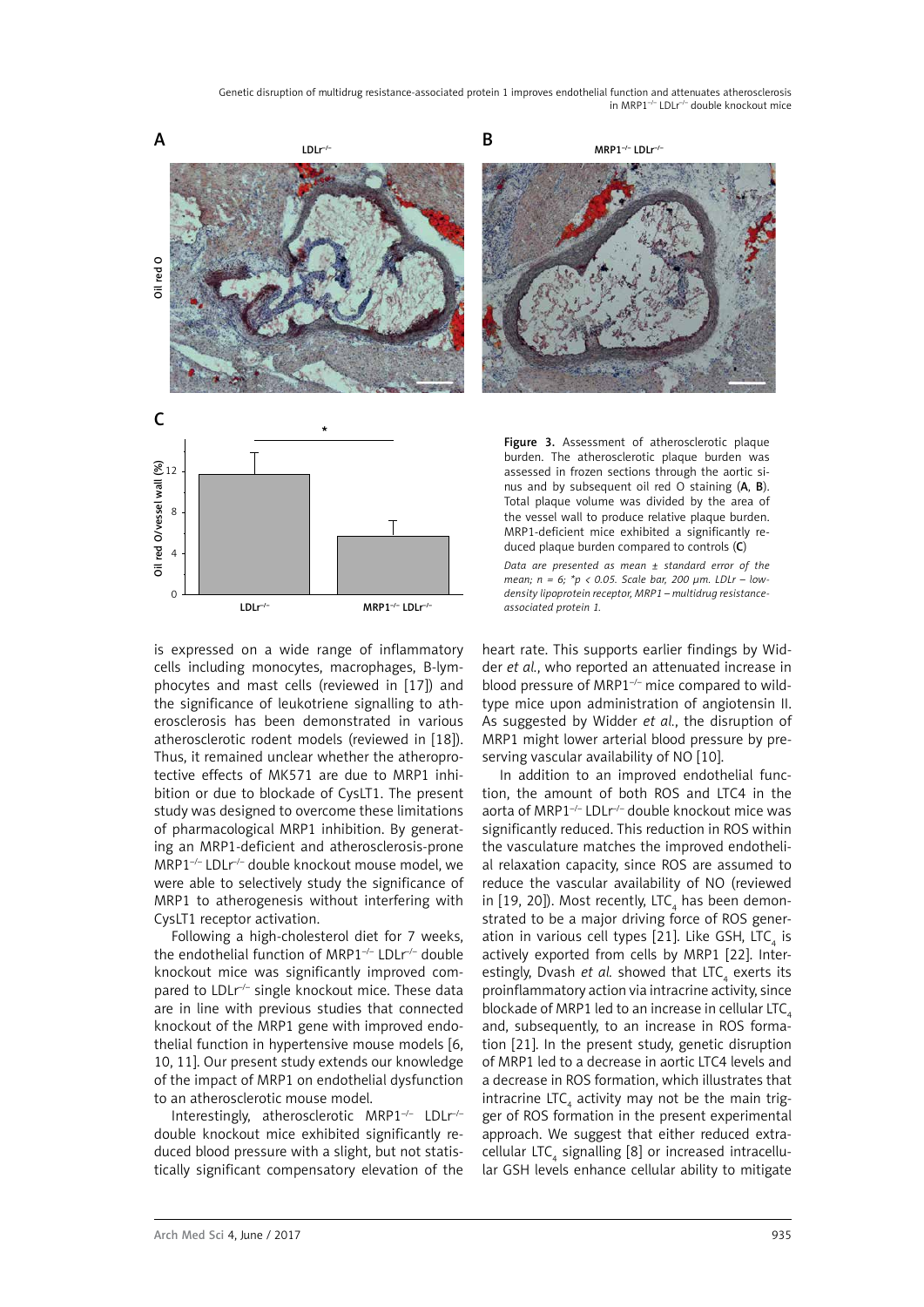Figure 3. Assessment of atherosclerotic plaque burden. The atherosclerotic plaque burden was assessed in frozen sections through the aortic sinus and by subsequent oil red O staining (**A**, **B**). Total plaque volume was divided by the area of the vessel wall to produce relative plaque burden. MRP1-deficient mice exhibited a significantly reduced plaque burden compared to controls (**C**)

*Data are presented as mean ± standard error of the mean; n = 6; \*p < 0.05. Scale bar, 200 μm. LDLr – low-density lipoprotein receptor, MRP1 – multidrug resistance-associated protein 1.*

is expressed on a wide range of inflammatory cells including monocytes, macrophages, B-lymphocytes and mast cells (reviewed in [17]) and the significance of leukotriene signalling to atherosclerosis has been demonstrated in various atherosclerotic rodent models (reviewed in [18]). Thus, it remained unclear whether the atheroprotective effects of MK571 are due to MRP1 inhibition or due to blockade of CysLT1. The present study was designed to overcome these limitations of pharmacological MRP1 inhibition. By generating an MRP1-deficient and atherosclerosis-prone MRP1$^{-/-}$ LDLr$^{-/-}$ double knockout mouse model, we were able to selectively study the significance of MRP1 to atherogenesis without interfering with CysLT1 receptor activation.

Following a high-cholesterol diet for 7 weeks, the endothelial function of MRP1$^{-/-}$ LDLr$^{-/-}$ double knockout mice was significantly improved compared to LDLr$^{-/-}$ single knockout mice. These data are in line with previous studies that connected knockout of the MRP1 gene with improved endothelial function in hypertensive mouse models [6, 10, 11]. Our present study extends our knowledge of the impact of MRP1 on endothelial dysfunction to an atherosclerotic mouse model.

Interestingly, atherosclerotic MRP1$^{-/-}$ LDLr$^{-/-}$ double knockout mice exhibited significantly reduced blood pressure with a slight, but not statistically significant compensatory elevation of the heart rate. This supports earlier findings by Widder *et al.*, who reported an attenuated increase in blood pressure of MRP1$^{-/-}$ mice compared to wild-type mice upon administration of angiotensin II. As suggested by Widder *et al.*, the disruption of MRP1 might lower arterial blood pressure by preserving vascular availability of NO [10].

In addition to an improved endothelial function, the amount of both ROS and LTC4 in the aorta of MRP1$^{-/-}$ LDLr$^{-/-}$ double knockout mice was significantly reduced. This reduction in ROS within the vasculature matches the improved endothelial relaxation capacity, since ROS are assumed to reduce the vascular availability of NO (reviewed in [19, 20]). Most recently, $LTC_4$ has been demonstrated to be a major driving force of ROS generation in various cell types [21]. Like GSH, $LTC_4$ is actively exported from cells by MRP1 [22]. Interestingly, Dvash *et al.* showed that $LTC_4$ exerts its proinflammatory action via intracrine activity, since blockade of MRP1 led to an increase in cellular $LTC_4$ and, subsequently, to an increase in ROS formation [21]. In the present study, genetic disruption of MRP1 led to a decrease in aortic LTC4 levels and a decrease in ROS formation, which illustrates that intracrine $LTC_4$ activity may not be the main trigger of ROS formation in the present experimental approach. We suggest that either reduced extracellular $LTC_4$ signalling [8] or increased intracellular GSH levels enhance cellular ability to mitigate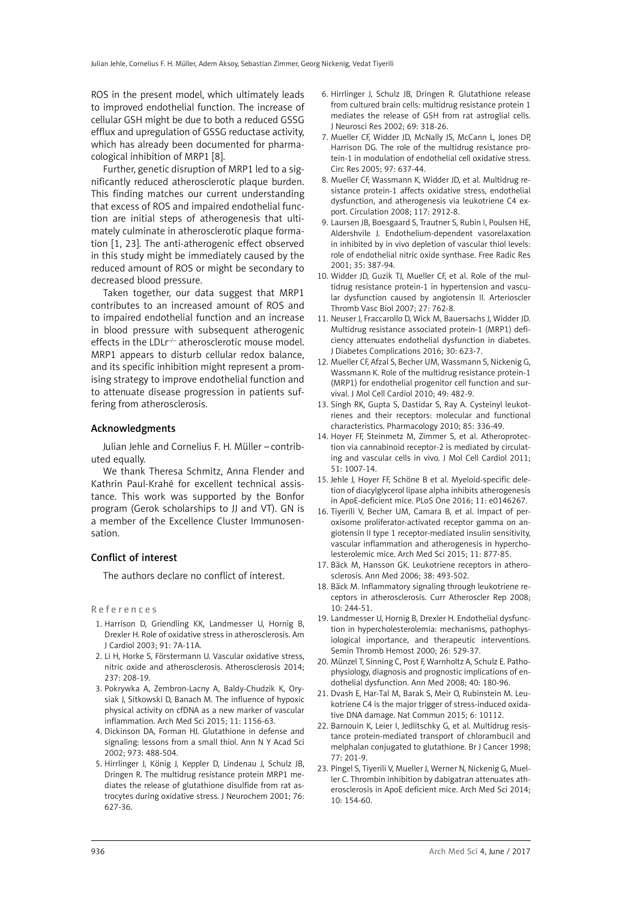ROS in the present model, which ultimately leads to improved endothelial function. The increase of cellular GSH might be due to both a reduced GSSG efflux and upregulation of GSSG reductase activity, which has already been documented for pharmacological inhibition of MRP1 [8].

Further, genetic disruption of MRP1 led to a significantly reduced atherosclerotic plaque burden. This finding matches our current understanding that excess of ROS and impaired endothelial function are initial steps of atherogenesis that ultimately culminate in atherosclerotic plaque formation [1, 23]. The anti-atherogenic effect observed in this study might be immediately caused by the reduced amount of ROS or might be secondary to decreased blood pressure.

Taken together, our data suggest that MRP1 contributes to an increased amount of ROS and to impaired endothelial function and an increase in blood pressure with subsequent atherogenic effects in the $LDLr^{-/-}$ atherosclerotic mouse model. MRP1 appears to disturb cellular redox balance, and its specific inhibition might represent a promising strategy to improve endothelial function and to attenuate disease progression in patients suffering from atherosclerosis.

## Acknowledgments

Julian Jehle and Cornelius F. H. Müller – contributed equally.

We thank Theresa Schmitz, Anna Flender and Kathrin Paul-Krahé for excellent technical assistance. This work was supported by the Bonfor program (Gerok scholarships to JJ and VT). GN is a member of the Excellence Cluster Immunosensation.

## Conflict of interest

The authors declare no conflict of interest.

## References

1. Harrison D, Griendling KK, Landmesser U, Hornig B, Drexler H. Role of oxidative stress in atherosclerosis. Am J Cardiol 2003; 91: 7A-11A.
2. Li H, Horke S, Förstermann U. Vascular oxidative stress, nitric oxide and atherosclerosis. Atherosclerosis 2014; 237: 208-19.
3. Pokrywka A, Zembron-Lacny A, Baldy-Chudzik K, Orysiak J, Sitkowski D, Banach M. The influence of hypoxic physical activity on cfDNA as a new marker of vascular inflammation. Arch Med Sci 2015; 11: 1156-63.
4. Dickinson DA, Forman HJ. Glutathione in defense and signaling: lessons from a small thiol. Ann N Y Acad Sci 2002; 973: 488-504.
5. Hirrlinger J, König J, Keppler D, Lindenau J, Schulz JB, Dringen R. The multidrug resistance protein MRP1 mediates the release of glutathione disulfide from rat astrocytes during oxidative stress. J Neurochem 2001; 76: 627-36.
6. Hirrlinger J, Schulz JB, Dringen R. Glutathione release from cultured brain cells: multidrug resistance protein 1 mediates the release of GSH from rat astroglial cells. J Neurosci Res 2002; 69: 318-26.
7. Mueller CF, Widder JD, McNally JS, McCann L, Jones DP, Harrison DG. The role of the multidrug resistance protein-1 in modulation of endothelial cell oxidative stress. Circ Res 2005; 97: 637-44.
8. Mueller CF, Wassmann K, Widder JD, et al. Multidrug resistance protein-1 affects oxidative stress, endothelial dysfunction, and atherogenesis via leukotriene C4 export. Circulation 2008; 117: 2912-8.
9. Laursen JB, Boesgaard S, Trautner S, Rubin I, Poulsen HE, Aldershvile J. Endothelium-dependent vasorelaxation in inhibited by in vivo depletion of vascular thiol levels: role of endothelial nitric oxide synthase. Free Radic Res 2001; 35: 387-94.
10. Widder JD, Guzik TJ, Mueller CF, et al. Role of the multidrug resistance protein-1 in hypertension and vascular dysfunction caused by angiotensin II. Arterioscler Thromb Vasc Biol 2007; 27: 762-8.
11. Neuser J, Fraccarollo D, Wick M, Bauersachs J, Widder JD. Multidrug resistance associated protein-1 (MRP1) deficiency attenuates endothelial dysfunction in diabetes. J Diabetes Complications 2016; 30: 623-7.
12. Mueller CF, Afzal S, Becher UM, Wassmann S, Nickenig G, Wassmann K. Role of the multidrug resistance protein-1 (MRP1) for endothelial progenitor cell function and survival. J Mol Cell Cardiol 2010; 49: 482-9.
13. Singh RK, Gupta S, Dastidar S, Ray A. Cysteinyl leukotrienes and their receptors: molecular and functional characteristics. Pharmacology 2010; 85: 336-49.
14. Hoyer FF, Steinmetz M, Zimmer S, et al. Atheroprotection via cannabinoid receptor-2 is mediated by circulating and vascular cells in vivo. J Mol Cell Cardiol 2011; 51: 1007-14.
15. Jehle J, Hoyer FF, Schöne B et al. Myeloid-specific deletion of diacylglycerol lipase alpha inhibits atherogenesis in ApoE-deficient mice. PLoS One 2016; 11: e0146267.
16. Tiyerili V, Becher UM, Camara B, et al. Impact of peroxisome proliferator-activated receptor gamma on angiotensin II type 1 receptor-mediated insulin sensitivity, vascular inflammation and atherogenesis in hypercholesterolemic mice. Arch Med Sci 2015; 11: 877-85.
17. Bäck M, Hansson GK. Leukotriene receptors in atherosclerosis. Ann Med 2006; 38: 493-502.
18. Bäck M. Inflammatory signaling through leukotriene receptors in atherosclerosis. Curr Atheroscler Rep 2008; 10: 244-51.
19. Landmesser U, Hornig B, Drexler H. Endothelial dysfunction in hypercholesterolemia: mechanisms, pathophysiological importance, and therapeutic interventions. Semin Thromb Hemost 2000; 26: 529-37.
20. Münzel T, Sinning C, Post F, Warnholtz A, Schulz E. Pathophysiology, diagnosis and prognostic implications of endothelial dysfunction. Ann Med 2008; 40: 180-96.
21. Dvash E, Har-Tal M, Barak S, Meir O, Rubinstein M. Leukotriene C4 is the major trigger of stress-induced oxidative DNA damage. Nat Commun 2015; 6: 10112.
22. Barnouin K, Leier I, Jedlitschky G, et al. Multidrug resistance protein-mediated transport of chlorambucil and melphalan conjugated to glutathione. Br J Cancer 1998; 77: 201-9.
23. Pingel S, Tiyerili V, Mueller J, Werner N, Nickenig G, Mueller C. Thrombin inhibition by dabigatran attenuates atherosclerosis in ApoE deficient mice. Arch Med Sci 2014; 10: 154-60.